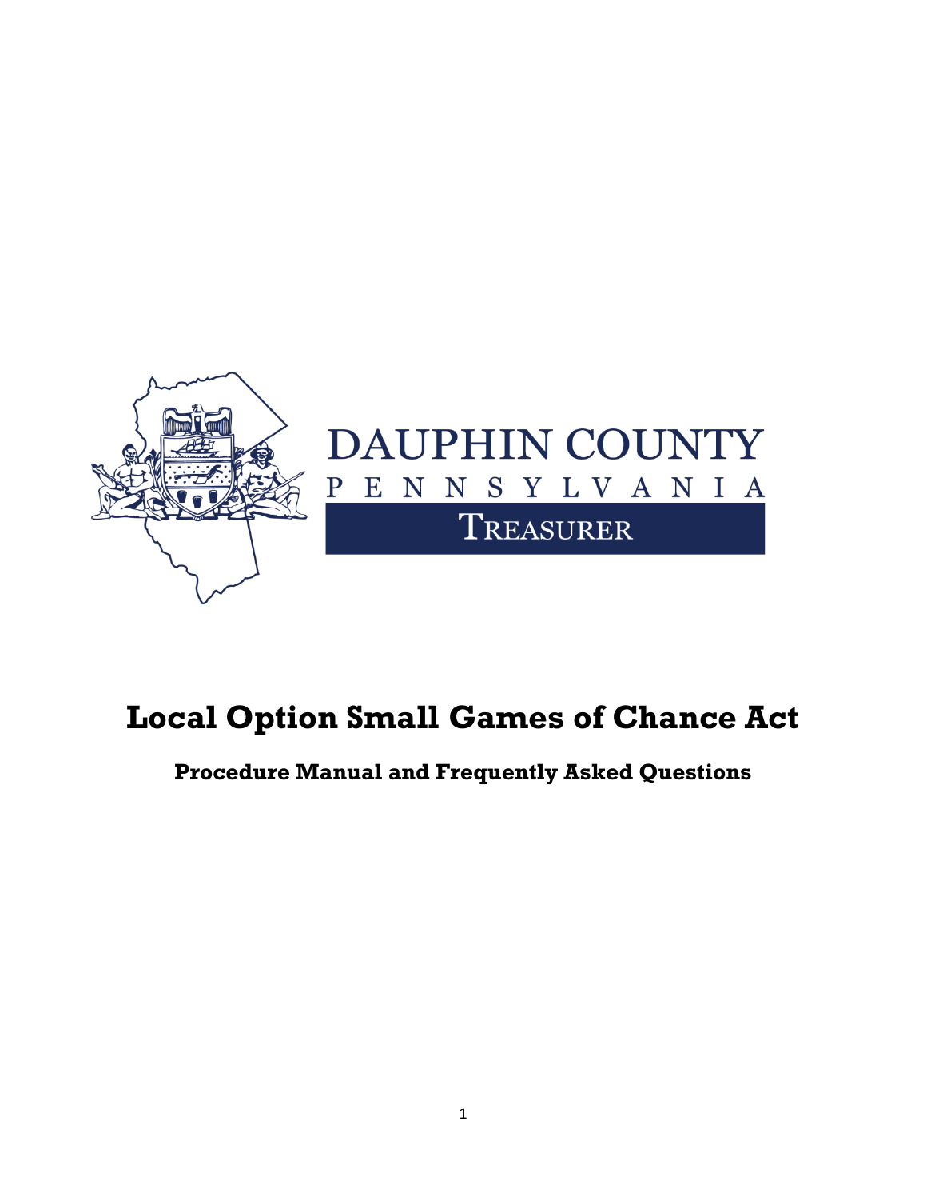DAUPHIN COUNTY

PENNSYLVANIA

TREASURER

# Local Option Small Games of Chance Act

## Procedure Manual and Frequently Asked Questions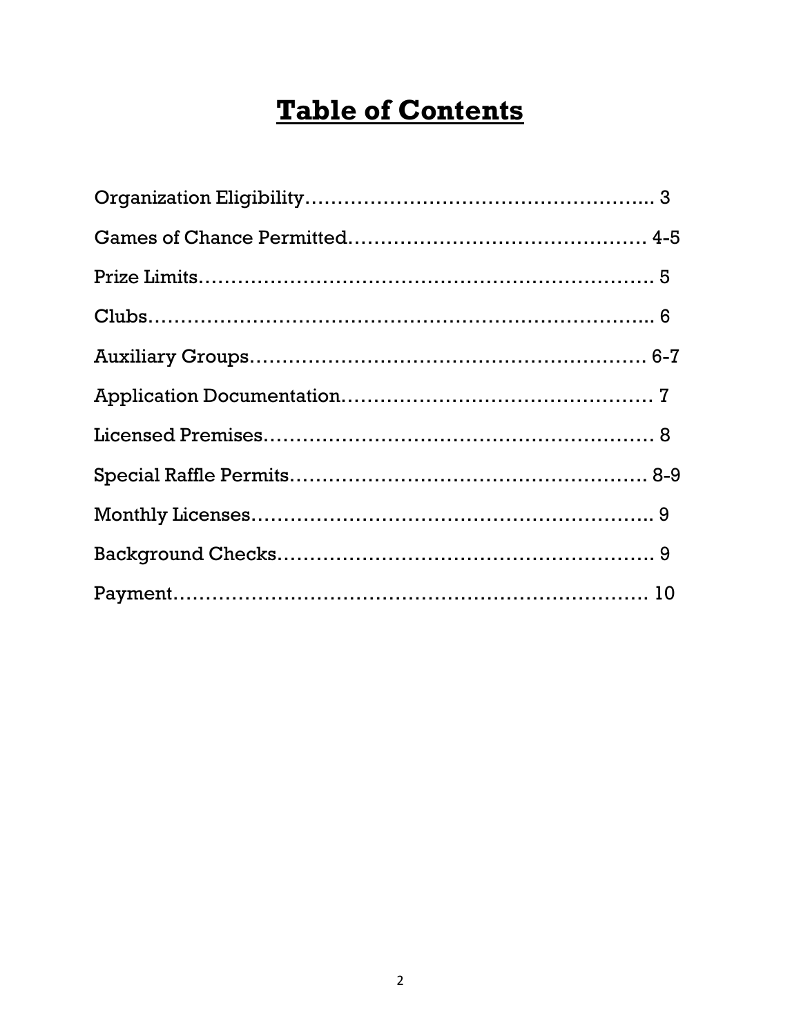# Table of Contents

Organization Eligibility………………………………………….. 3

Games of Chance Permitted………………………………… 4-5

Prize Limits…………………………………………………………. 5

Clubs………………………………………………………………... 6

Auxiliary Groups…………………………………………………. 6-7

Application Documentation…………………………………… 7

Licensed Premises………………………………………………. 8

Special Raffle Permits…………………………………………. 8-9

Monthly Licenses………………………………………………….. 9

Background Checks……………………………………………… 9

Payment……………………………………………………………. 10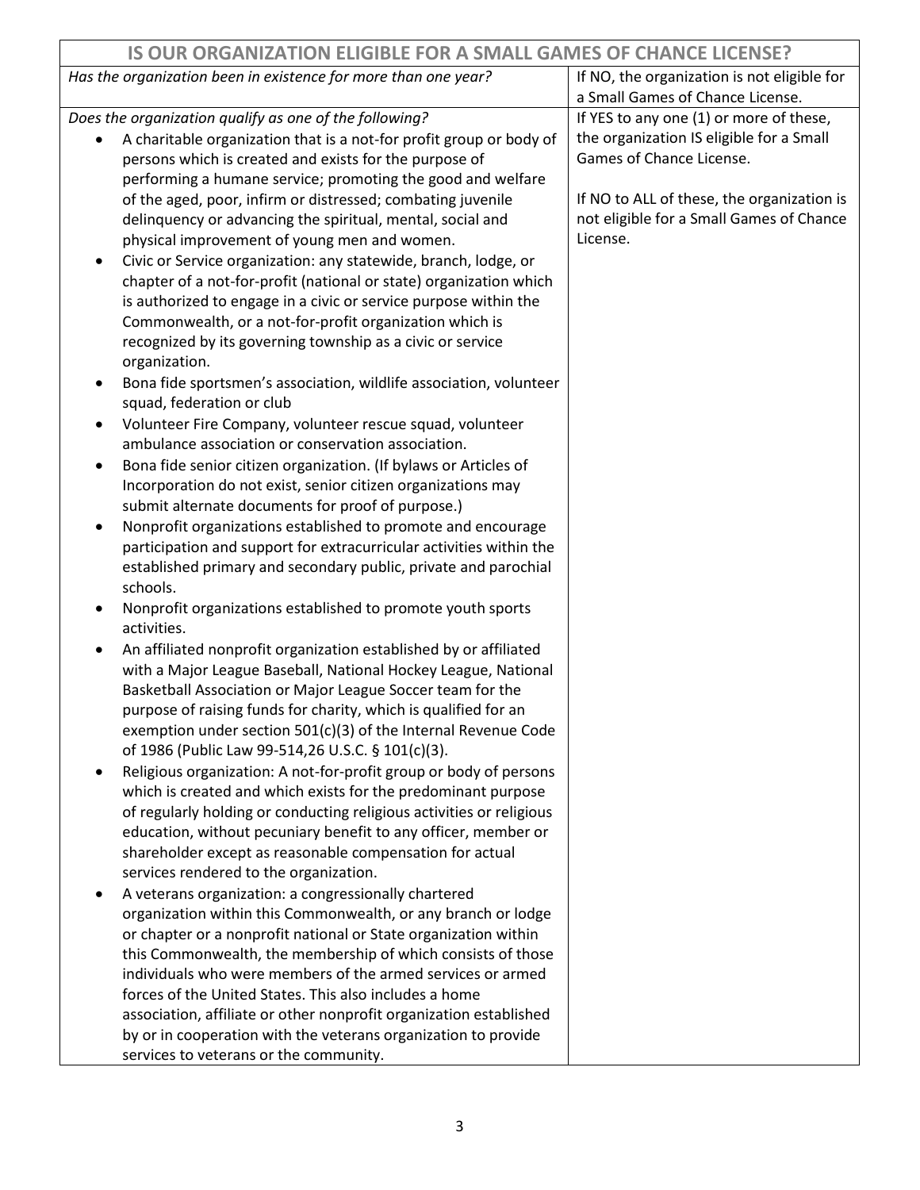| IS OUR ORGANIZATION ELIGIBLE FOR A SMALL GAMES OF CHANCE LICENSE? | |
|---|---|
| *Has the organization been in existence for more than one year?* | If NO, the organization is not eligible for a Small Games of Chance License. |
| *Does the organization qualify as one of the following?*<br>• A charitable organization that is a not-for profit group or body of persons which is created and exists for the purpose of performing a humane service; promoting the good and welfare of the aged, poor, infirm or distressed; combating juvenile delinquency or advancing the spiritual, mental, social and physical improvement of young men and women.<br>• Civic or Service organization: any statewide, branch, lodge, or chapter of a not-for-profit (national or state) organization which is authorized to engage in a civic or service purpose within the Commonwealth, or a not-for-profit organization which is recognized by its governing township as a civic or service organization.<br>• Bona fide sportsmen's association, wildlife association, volunteer squad, federation or club<br>• Volunteer Fire Company, volunteer rescue squad, volunteer ambulance association or conservation association.<br>• Bona fide senior citizen organization. (If bylaws or Articles of Incorporation do not exist, senior citizen organizations may submit alternate documents for proof of purpose.)<br>• Nonprofit organizations established to promote and encourage participation and support for extracurricular activities within the established primary and secondary public, private and parochial schools.<br>• Nonprofit organizations established to promote youth sports activities.<br>• An affiliated nonprofit organization established by or affiliated with a Major League Baseball, National Hockey League, National Basketball Association or Major League Soccer team for the purpose of raising funds for charity, which is qualified for an exemption under section 501(c)(3) of the Internal Revenue Code of 1986 (Public Law 99-514,26 U.S.C. § 101(c)(3).<br>• Religious organization: A not-for-profit group or body of persons which is created and which exists for the predominant purpose of regularly holding or conducting religious activities or religious education, without pecuniary benefit to any officer, member or shareholder except as reasonable compensation for actual services rendered to the organization.<br>• A veterans organization: a congressionally chartered organization within this Commonwealth, or any branch or lodge or chapter or a nonprofit national or State organization within this Commonwealth, the membership of which consists of those individuals who were members of the armed services or armed forces of the United States. This also includes a home association, affiliate or other nonprofit organization established by or in cooperation with the veterans organization to provide services to veterans or the community. | If YES to any one (1) or more of these, the organization IS eligible for a Small Games of Chance License.<br><br>If NO to ALL of these, the organization is not eligible for a Small Games of Chance License. |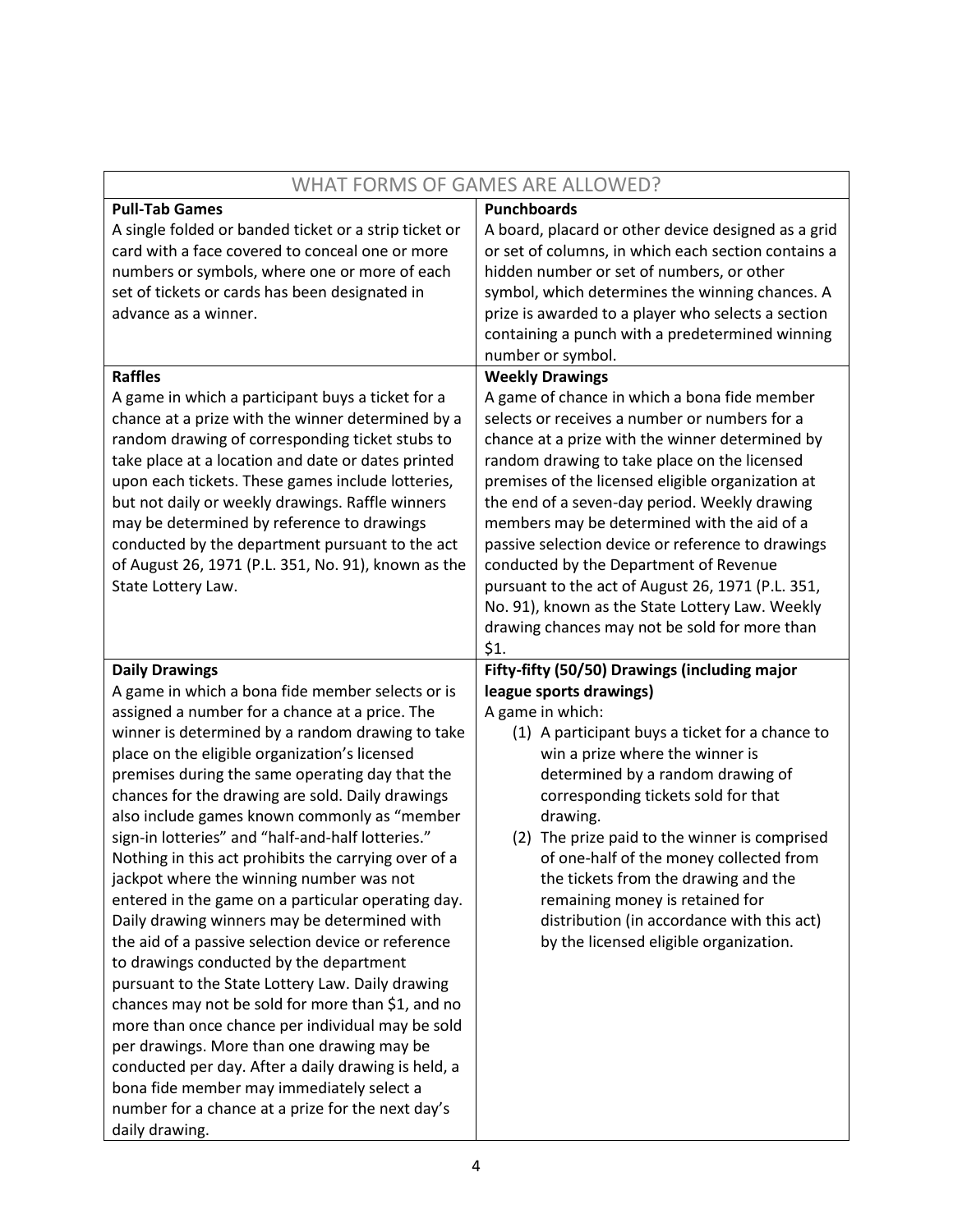| WHAT FORMS OF GAMES ARE ALLOWED? | |
|---|---|
| **Pull-Tab Games**<br>A single folded or banded ticket or a strip ticket or card with a face covered to conceal one or more numbers or symbols, where one or more of each set of tickets or cards has been designated in advance as a winner. | **Punchboards**<br>A board, placard or other device designed as a grid or set of columns, in which each section contains a hidden number or set of numbers, or other symbol, which determines the winning chances. A prize is awarded to a player who selects a section containing a punch with a predetermined winning number or symbol. |
| **Raffles**<br>A game in which a participant buys a ticket for a chance at a prize with the winner determined by a random drawing of corresponding ticket stubs to take place at a location and date or dates printed upon each tickets. These games include lotteries, but not daily or weekly drawings. Raffle winners may be determined by reference to drawings conducted by the department pursuant to the act of August 26, 1971 (P.L. 351, No. 91), known as the State Lottery Law. | **Weekly Drawings**<br>A game of chance in which a bona fide member selects or receives a number or numbers for a chance at a prize with the winner determined by random drawing to take place on the licensed premises of the licensed eligible organization at the end of a seven-day period. Weekly drawing members may be determined with the aid of a passive selection device or reference to drawings conducted by the Department of Revenue pursuant to the act of August 26, 1971 (P.L. 351, No. 91), known as the State Lottery Law. Weekly drawing chances may not be sold for more than $1. |
| **Daily Drawings**<br>A game in which a bona fide member selects or is assigned a number for a chance at a price. The winner is determined by a random drawing to take place on the eligible organization's licensed premises during the same operating day that the chances for the drawing are sold. Daily drawings also include games known commonly as "member sign-in lotteries" and "half-and-half lotteries." Nothing in this act prohibits the carrying over of a jackpot where the winning number was not entered in the game on a particular operating day. Daily drawing winners may be determined with the aid of a passive selection device or reference to drawings conducted by the department pursuant to the State Lottery Law. Daily drawing chances may not be sold for more than $1, and no more than once chance per individual may be sold per drawings. More than one drawing may be conducted per day. After a daily drawing is held, a bona fide member may immediately select a number for a chance at a prize for the next day's daily drawing. | **Fifty-fifty (50/50) Drawings (including major league sports drawings)**<br>A game in which:<br>(1) A participant buys a ticket for a chance to win a prize where the winner is determined by a random drawing of corresponding tickets sold for that drawing.<br>(2) The prize paid to the winner is comprised of one-half of the money collected from the tickets from the drawing and the remaining money is retained for distribution (in accordance with this act) by the licensed eligible organization. |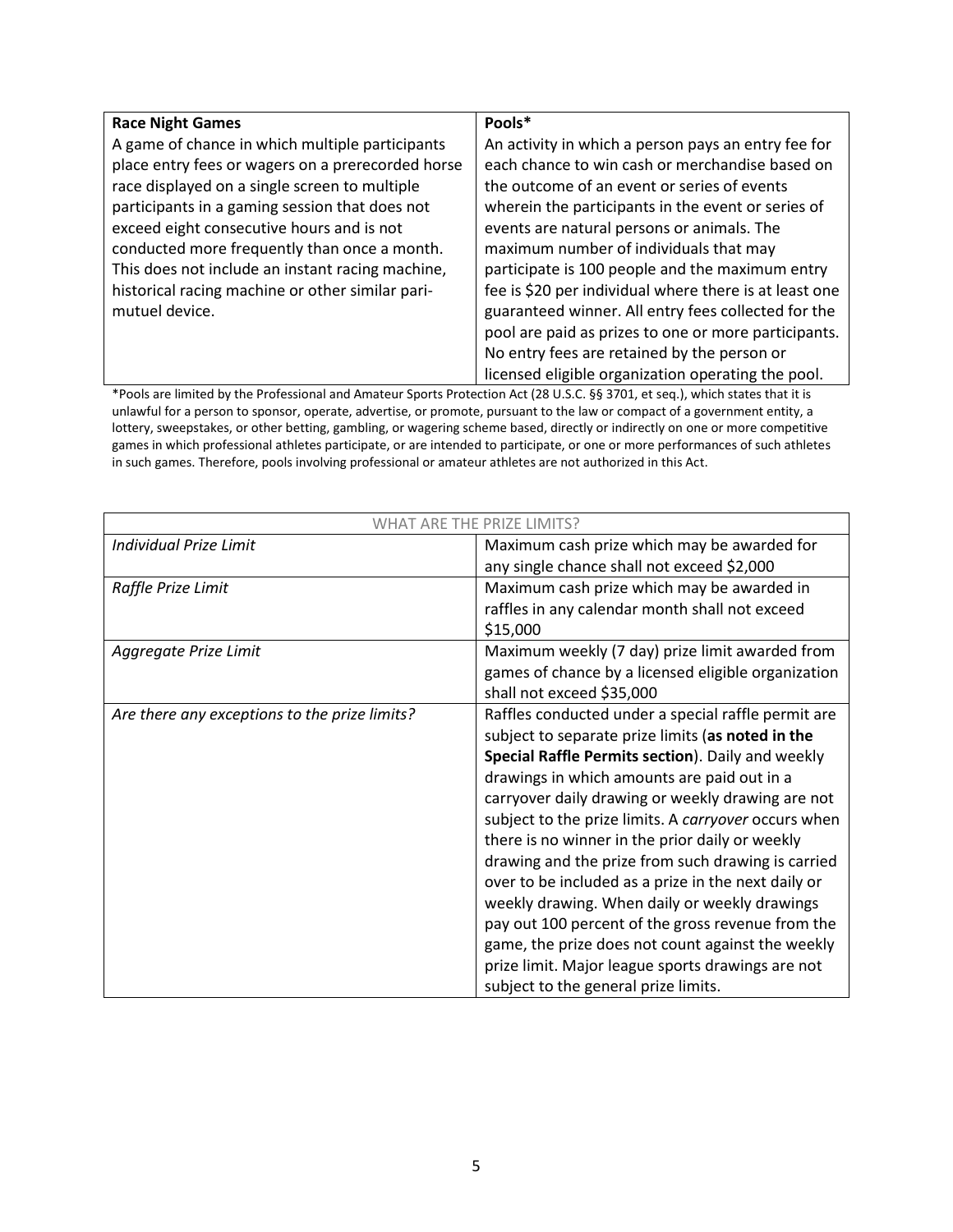| **Race Night Games** | **Pools*** |
| --- | --- |
| A game of chance in which multiple participants place entry fees or wagers on a prerecorded horse race displayed on a single screen to multiple participants in a gaming session that does not exceed eight consecutive hours and is not conducted more frequently than once a month. This does not include an instant racing machine, historical racing machine or other similar pari-mutuel device. | An activity in which a person pays an entry fee for each chance to win cash or merchandise based on the outcome of an event or series of events wherein the participants in the event or series of events are natural persons or animals. The maximum number of individuals that may participate is 100 people and the maximum entry fee is $20 per individual where there is at least one guaranteed winner. All entry fees collected for the pool are paid as prizes to one or more participants. No entry fees are retained by the person or licensed eligible organization operating the pool. |

*Pools are limited by the Professional and Amateur Sports Protection Act (28 U.S.C. §§ 3701, et seq.), which states that it is unlawful for a person to sponsor, operate, advertise, or promote, pursuant to the law or compact of a government entity, a lottery, sweepstakes, or other betting, gambling, or wagering scheme based, directly or indirectly on one or more competitive games in which professional athletes participate, or are intended to participate, or one or more performances of such athletes in such games. Therefore, pools involving professional or amateur athletes are not authorized in this Act.

| WHAT ARE THE PRIZE LIMITS? | |
| --- | --- |
| *Individual Prize Limit* | Maximum cash prize which may be awarded for any single chance shall not exceed $2,000 |
| *Raffle Prize Limit* | Maximum cash prize which may be awarded in raffles in any calendar month shall not exceed $15,000 |
| *Aggregate Prize Limit* | Maximum weekly (7 day) prize limit awarded from games of chance by a licensed eligible organization shall not exceed $35,000 |
| *Are there any exceptions to the prize limits?* | Raffles conducted under a special raffle permit are subject to separate prize limits (**as noted in the Special Raffle Permits section**). Daily and weekly drawings in which amounts are paid out in a carryover daily drawing or weekly drawing are not subject to the prize limits. A *carryover* occurs when there is no winner in the prior daily or weekly drawing and the prize from such drawing is carried over to be included as a prize in the next daily or weekly drawing. When daily or weekly drawings pay out 100 percent of the gross revenue from the game, the prize does not count against the weekly prize limit. Major league sports drawings are not subject to the general prize limits. |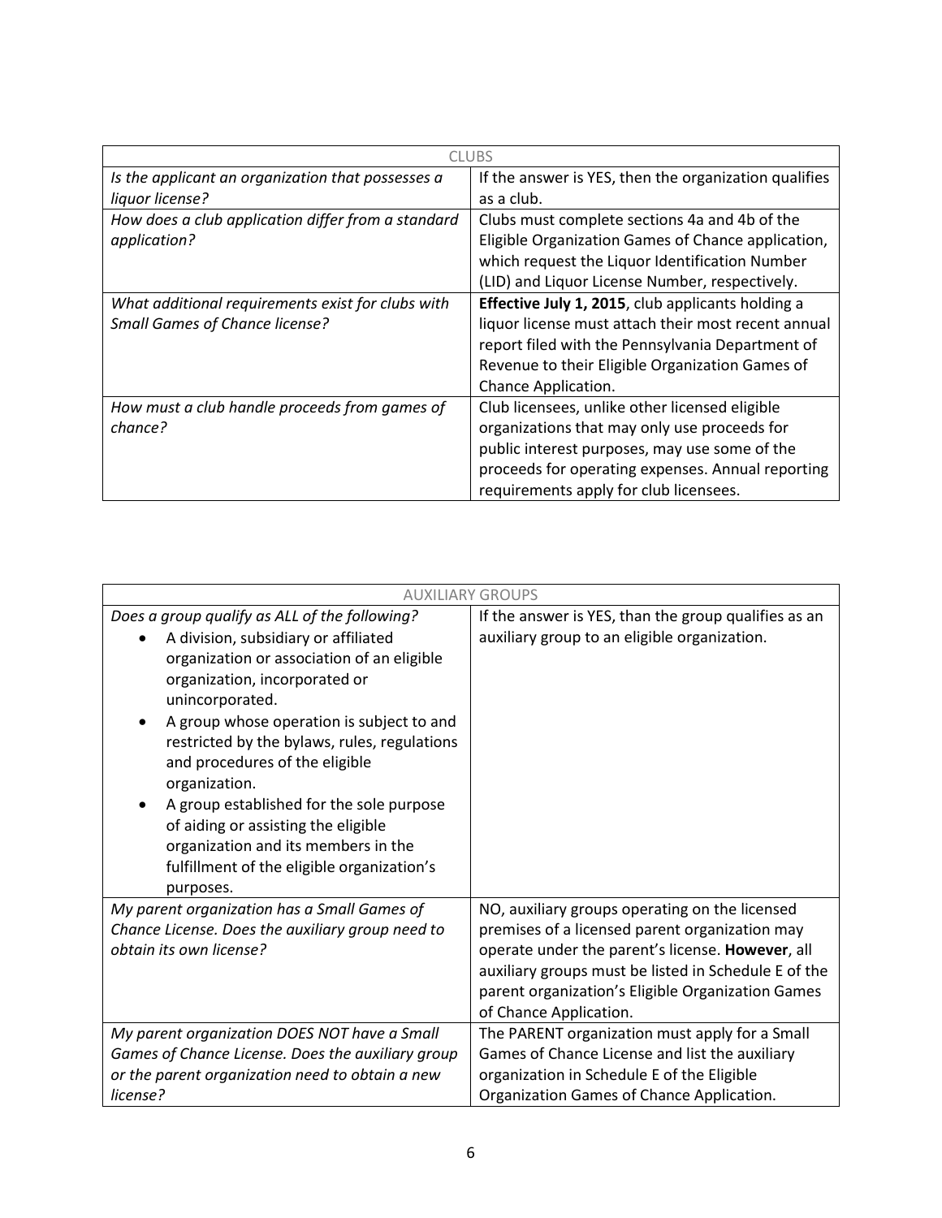| CLUBS | |
|---|---|
| *Is the applicant an organization that possesses a liquor license?* | If the answer is YES, then the organization qualifies as a club. |
| *How does a club application differ from a standard application?* | Clubs must complete sections 4a and 4b of the Eligible Organization Games of Chance application, which request the Liquor Identification Number (LID) and Liquor License Number, respectively. |
| *What additional requirements exist for clubs with Small Games of Chance license?* | **Effective July 1, 2015**, club applicants holding a liquor license must attach their most recent annual report filed with the Pennsylvania Department of Revenue to their Eligible Organization Games of Chance Application. |
| *How must a club handle proceeds from games of chance?* | Club licensees, unlike other licensed eligible organizations that may only use proceeds for public interest purposes, may use some of the proceeds for operating expenses. Annual reporting requirements apply for club licensees. |

| AUXILIARY GROUPS | |
|---|---|
| *Does a group qualify as ALL of the following?*<br>• A division, subsidiary or affiliated organization or association of an eligible organization, incorporated or unincorporated.<br>• A group whose operation is subject to and restricted by the bylaws, rules, regulations and procedures of the eligible organization.<br>• A group established for the sole purpose of aiding or assisting the eligible organization and its members in the fulfillment of the eligible organization's purposes. | If the answer is YES, than the group qualifies as an auxiliary group to an eligible organization. |
| *My parent organization has a Small Games of Chance License. Does the auxiliary group need to obtain its own license?* | NO, auxiliary groups operating on the licensed premises of a licensed parent organization may operate under the parent's license. **However**, all auxiliary groups must be listed in Schedule E of the parent organization's Eligible Organization Games of Chance Application. |
| *My parent organization DOES NOT have a Small Games of Chance License. Does the auxiliary group or the parent organization need to obtain a new license?* | The PARENT organization must apply for a Small Games of Chance License and list the auxiliary organization in Schedule E of the Eligible Organization Games of Chance Application. |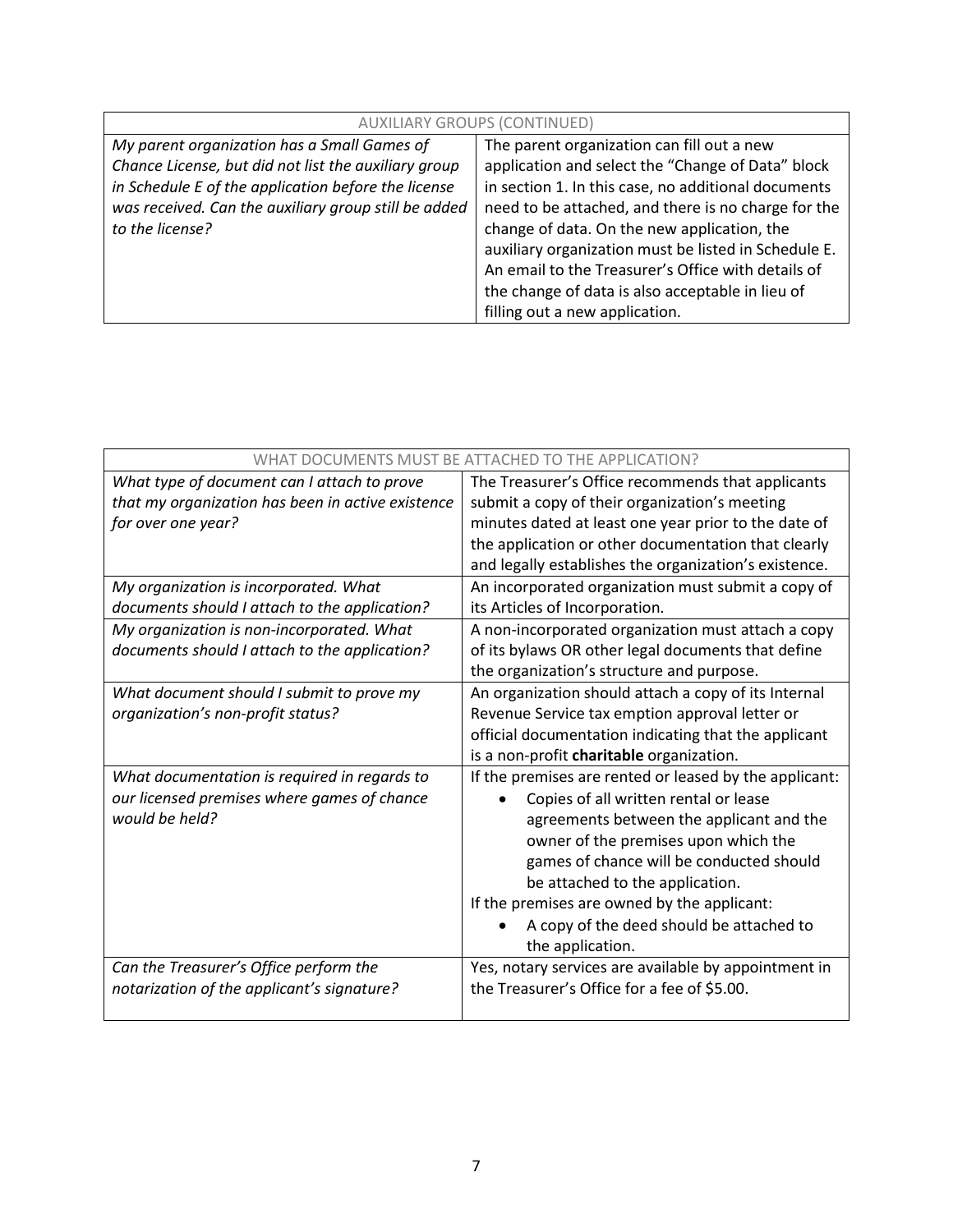| AUXILIARY GROUPS (CONTINUED) | |
|---|---|
| *My parent organization has a Small Games of Chance License, but did not list the auxiliary group in Schedule E of the application before the license was received. Can the auxiliary group still be added to the license?* | The parent organization can fill out a new application and select the "Change of Data" block in section 1. In this case, no additional documents need to be attached, and there is no charge for the change of data. On the new application, the auxiliary organization must be listed in Schedule E. An email to the Treasurer's Office with details of the change of data is also acceptable in lieu of filling out a new application. |

| WHAT DOCUMENTS MUST BE ATTACHED TO THE APPLICATION? | |
|---|---|
| *What type of document can I attach to prove that my organization has been in active existence for over one year?* | The Treasurer's Office recommends that applicants submit a copy of their organization's meeting minutes dated at least one year prior to the date of the application or other documentation that clearly and legally establishes the organization's existence. |
| *My organization is incorporated. What documents should I attach to the application?* | An incorporated organization must submit a copy of its Articles of Incorporation. |
| *My organization is non-incorporated. What documents should I attach to the application?* | A non-incorporated organization must attach a copy of its bylaws OR other legal documents that define the organization's structure and purpose. |
| *What document should I submit to prove my organization's non-profit status?* | An organization should attach a copy of its Internal Revenue Service tax emption approval letter or official documentation indicating that the applicant is a non-profit **charitable** organization. |
| *What documentation is required in regards to our licensed premises where games of chance would be held?* | If the premises are rented or leased by the applicant:<br>• Copies of all written rental or lease agreements between the applicant and the owner of the premises upon which the games of chance will be conducted should be attached to the application.<br>If the premises are owned by the applicant:<br>• A copy of the deed should be attached to the application. |
| *Can the Treasurer's Office perform the notarization of the applicant's signature?* | Yes, notary services are available by appointment in the Treasurer's Office for a fee of $5.00. |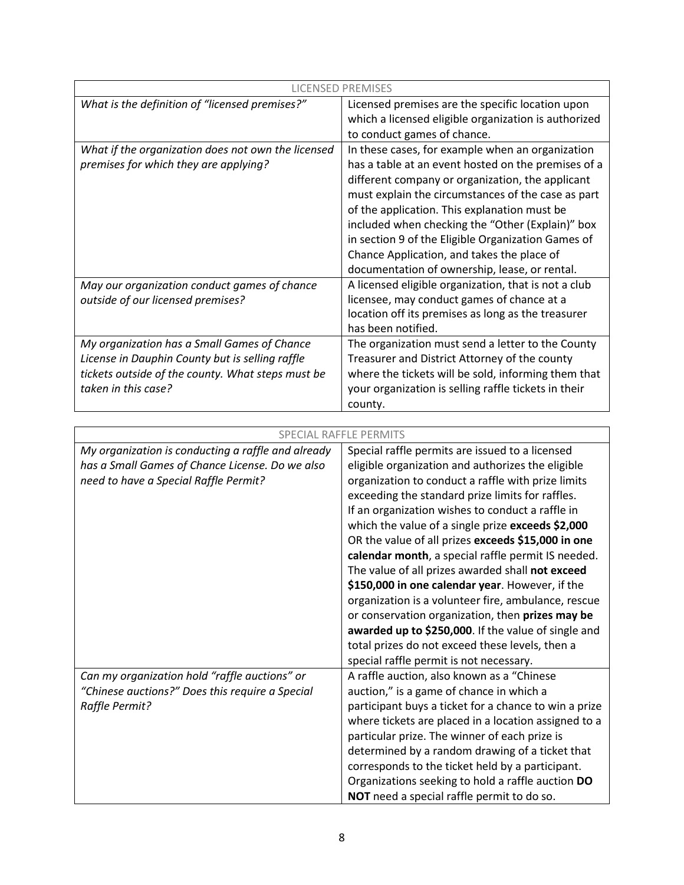| LICENSED PREMISES | |
|---|---|
| *What is the definition of "licensed premises?"* | Licensed premises are the specific location upon which a licensed eligible organization is authorized to conduct games of chance. |
| *What if the organization does not own the licensed premises for which they are applying?* | In these cases, for example when an organization has a table at an event hosted on the premises of a different company or organization, the applicant must explain the circumstances of the case as part of the application. This explanation must be included when checking the "Other (Explain)" box in section 9 of the Eligible Organization Games of Chance Application, and takes the place of documentation of ownership, lease, or rental. |
| *May our organization conduct games of chance outside of our licensed premises?* | A licensed eligible organization, that is not a club licensee, may conduct games of chance at a location off its premises as long as the treasurer has been notified. |
| *My organization has a Small Games of Chance License in Dauphin County but is selling raffle tickets outside of the county. What steps must be taken in this case?* | The organization must send a letter to the County Treasurer and District Attorney of the county where the tickets will be sold, informing them that your organization is selling raffle tickets in their county. |

| SPECIAL RAFFLE PERMITS | |
|---|---|
| *My organization is conducting a raffle and already has a Small Games of Chance License. Do we also need to have a Special Raffle Permit?* | Special raffle permits are issued to a licensed eligible organization and authorizes the eligible organization to conduct a raffle with prize limits exceeding the standard prize limits for raffles. If an organization wishes to conduct a raffle in which the value of a single prize **exceeds $2,000** OR the value of all prizes **exceeds $15,000 in one calendar month**, a special raffle permit IS needed. The value of all prizes awarded shall **not exceed $150,000 in one calendar year**. However, if the organization is a volunteer fire, ambulance, rescue or conservation organization, then **prizes may be awarded up to $250,000**. If the value of single and total prizes do not exceed these levels, then a special raffle permit is not necessary. |
| *Can my organization hold "raffle auctions" or "Chinese auctions?" Does this require a Special Raffle Permit?* | A raffle auction, also known as a "Chinese auction," is a game of chance in which a participant buys a ticket for a chance to win a prize where tickets are placed in a location assigned to a particular prize. The winner of each prize is determined by a random drawing of a ticket that corresponds to the ticket held by a participant. Organizations seeking to hold a raffle auction **DO NOT** need a special raffle permit to do so. |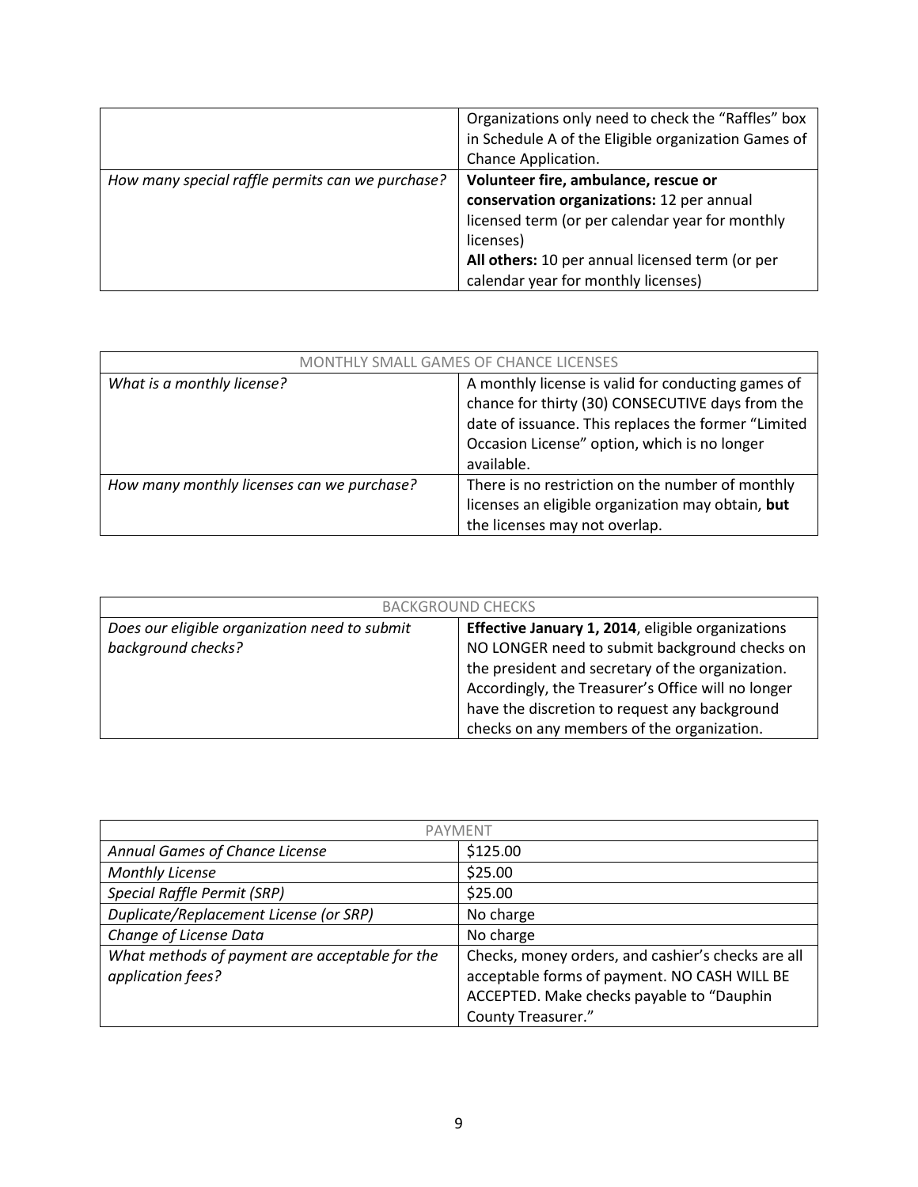| | |
|---|---|
| | Organizations only need to check the "Raffles" box in Schedule A of the Eligible organization Games of Chance Application. |
| *How many special raffle permits can we purchase?* | **Volunteer fire, ambulance, rescue or conservation organizations:** 12 per annual licensed term (or per calendar year for monthly licenses)<br>**All others:** 10 per annual licensed term (or per calendar year for monthly licenses) |

| MONTHLY SMALL GAMES OF CHANCE LICENSES | |
|---|---|
| *What is a monthly license?* | A monthly license is valid for conducting games of chance for thirty (30) CONSECUTIVE days from the date of issuance. This replaces the former "Limited Occasion License" option, which is no longer available. |
| *How many monthly licenses can we purchase?* | There is no restriction on the number of monthly licenses an eligible organization may obtain, **but** the licenses may not overlap. |

| BACKGROUND CHECKS | |
|---|---|
| *Does our eligible organization need to submit background checks?* | **Effective January 1, 2014**, eligible organizations NO LONGER need to submit background checks on the president and secretary of the organization. Accordingly, the Treasurer's Office will no longer have the discretion to request any background checks on any members of the organization. |

| PAYMENT | |
|---|---|
| *Annual Games of Chance License* | $125.00 |
| *Monthly License* | $25.00 |
| *Special Raffle Permit (SRP)* | $25.00 |
| *Duplicate/Replacement License (or SRP)* | No charge |
| *Change of License Data* | No charge |
| *What methods of payment are acceptable for the application fees?* | Checks, money orders, and cashier's checks are all acceptable forms of payment. NO CASH WILL BE ACCEPTED. Make checks payable to "Dauphin County Treasurer." |